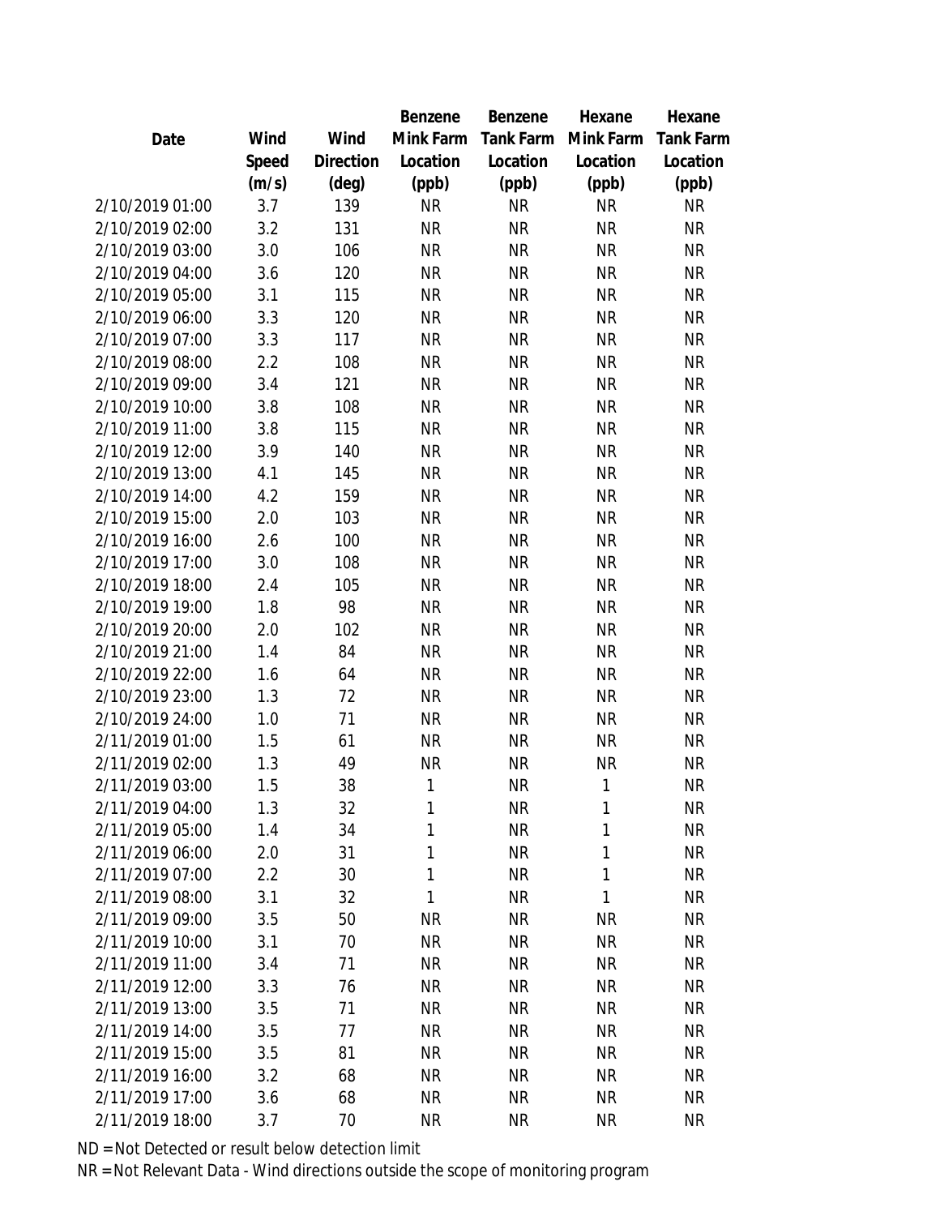| Date | Wind Speed (m/s) | Wind Direction (deg) | Benzene Mink Farm Location (ppb) | Benzene Tank Farm Location (ppb) | Hexane Mink Farm Location (ppb) | Hexane Tank Farm Location (ppb) |
|---|---|---|---|---|---|---|
| 2/10/2019 01:00 | 3.7 | 139 | NR | NR | NR | NR |
| 2/10/2019 02:00 | 3.2 | 131 | NR | NR | NR | NR |
| 2/10/2019 03:00 | 3.0 | 106 | NR | NR | NR | NR |
| 2/10/2019 04:00 | 3.6 | 120 | NR | NR | NR | NR |
| 2/10/2019 05:00 | 3.1 | 115 | NR | NR | NR | NR |
| 2/10/2019 06:00 | 3.3 | 120 | NR | NR | NR | NR |
| 2/10/2019 07:00 | 3.3 | 117 | NR | NR | NR | NR |
| 2/10/2019 08:00 | 2.2 | 108 | NR | NR | NR | NR |
| 2/10/2019 09:00 | 3.4 | 121 | NR | NR | NR | NR |
| 2/10/2019 10:00 | 3.8 | 108 | NR | NR | NR | NR |
| 2/10/2019 11:00 | 3.8 | 115 | NR | NR | NR | NR |
| 2/10/2019 12:00 | 3.9 | 140 | NR | NR | NR | NR |
| 2/10/2019 13:00 | 4.1 | 145 | NR | NR | NR | NR |
| 2/10/2019 14:00 | 4.2 | 159 | NR | NR | NR | NR |
| 2/10/2019 15:00 | 2.0 | 103 | NR | NR | NR | NR |
| 2/10/2019 16:00 | 2.6 | 100 | NR | NR | NR | NR |
| 2/10/2019 17:00 | 3.0 | 108 | NR | NR | NR | NR |
| 2/10/2019 18:00 | 2.4 | 105 | NR | NR | NR | NR |
| 2/10/2019 19:00 | 1.8 | 98 | NR | NR | NR | NR |
| 2/10/2019 20:00 | 2.0 | 102 | NR | NR | NR | NR |
| 2/10/2019 21:00 | 1.4 | 84 | NR | NR | NR | NR |
| 2/10/2019 22:00 | 1.6 | 64 | NR | NR | NR | NR |
| 2/10/2019 23:00 | 1.3 | 72 | NR | NR | NR | NR |
| 2/10/2019 24:00 | 1.0 | 71 | NR | NR | NR | NR |
| 2/11/2019 01:00 | 1.5 | 61 | NR | NR | NR | NR |
| 2/11/2019 02:00 | 1.3 | 49 | NR | NR | NR | NR |
| 2/11/2019 03:00 | 1.5 | 38 | 1 | NR | 1 | NR |
| 2/11/2019 04:00 | 1.3 | 32 | 1 | NR | 1 | NR |
| 2/11/2019 05:00 | 1.4 | 34 | 1 | NR | 1 | NR |
| 2/11/2019 06:00 | 2.0 | 31 | 1 | NR | 1 | NR |
| 2/11/2019 07:00 | 2.2 | 30 | 1 | NR | 1 | NR |
| 2/11/2019 08:00 | 3.1 | 32 | 1 | NR | 1 | NR |
| 2/11/2019 09:00 | 3.5 | 50 | NR | NR | NR | NR |
| 2/11/2019 10:00 | 3.1 | 70 | NR | NR | NR | NR |
| 2/11/2019 11:00 | 3.4 | 71 | NR | NR | NR | NR |
| 2/11/2019 12:00 | 3.3 | 76 | NR | NR | NR | NR |
| 2/11/2019 13:00 | 3.5 | 71 | NR | NR | NR | NR |
| 2/11/2019 14:00 | 3.5 | 77 | NR | NR | NR | NR |
| 2/11/2019 15:00 | 3.5 | 81 | NR | NR | NR | NR |
| 2/11/2019 16:00 | 3.2 | 68 | NR | NR | NR | NR |
| 2/11/2019 17:00 | 3.6 | 68 | NR | NR | NR | NR |
| 2/11/2019 18:00 | 3.7 | 70 | NR | NR | NR | NR |

ND = Not Detected or result below detection limit

NR = Not Relevant Data - Wind directions outside the scope of monitoring program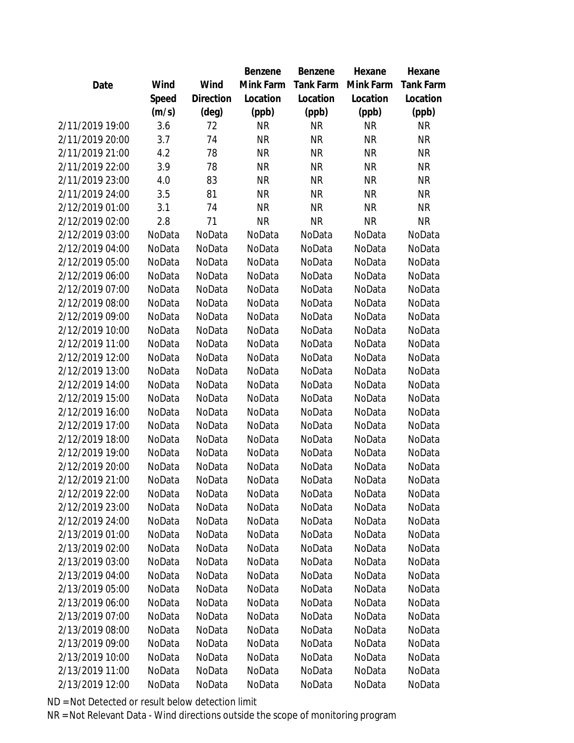| Date | Wind Speed (m/s) | Wind Direction (deg) | Benzene Mink Farm Location (ppb) | Benzene Tank Farm Location (ppb) | Hexane Mink Farm Location (ppb) | Hexane Tank Farm Location (ppb) |
|---|---|---|---|---|---|---|
| 2/11/2019 19:00 | 3.6 | 72 | NR | NR | NR | NR |
| 2/11/2019 20:00 | 3.7 | 74 | NR | NR | NR | NR |
| 2/11/2019 21:00 | 4.2 | 78 | NR | NR | NR | NR |
| 2/11/2019 22:00 | 3.9 | 78 | NR | NR | NR | NR |
| 2/11/2019 23:00 | 4.0 | 83 | NR | NR | NR | NR |
| 2/11/2019 24:00 | 3.5 | 81 | NR | NR | NR | NR |
| 2/12/2019 01:00 | 3.1 | 74 | NR | NR | NR | NR |
| 2/12/2019 02:00 | 2.8 | 71 | NR | NR | NR | NR |
| 2/12/2019 03:00 | NoData | NoData | NoData | NoData | NoData | NoData |
| 2/12/2019 04:00 | NoData | NoData | NoData | NoData | NoData | NoData |
| 2/12/2019 05:00 | NoData | NoData | NoData | NoData | NoData | NoData |
| 2/12/2019 06:00 | NoData | NoData | NoData | NoData | NoData | NoData |
| 2/12/2019 07:00 | NoData | NoData | NoData | NoData | NoData | NoData |
| 2/12/2019 08:00 | NoData | NoData | NoData | NoData | NoData | NoData |
| 2/12/2019 09:00 | NoData | NoData | NoData | NoData | NoData | NoData |
| 2/12/2019 10:00 | NoData | NoData | NoData | NoData | NoData | NoData |
| 2/12/2019 11:00 | NoData | NoData | NoData | NoData | NoData | NoData |
| 2/12/2019 12:00 | NoData | NoData | NoData | NoData | NoData | NoData |
| 2/12/2019 13:00 | NoData | NoData | NoData | NoData | NoData | NoData |
| 2/12/2019 14:00 | NoData | NoData | NoData | NoData | NoData | NoData |
| 2/12/2019 15:00 | NoData | NoData | NoData | NoData | NoData | NoData |
| 2/12/2019 16:00 | NoData | NoData | NoData | NoData | NoData | NoData |
| 2/12/2019 17:00 | NoData | NoData | NoData | NoData | NoData | NoData |
| 2/12/2019 18:00 | NoData | NoData | NoData | NoData | NoData | NoData |
| 2/12/2019 19:00 | NoData | NoData | NoData | NoData | NoData | NoData |
| 2/12/2019 20:00 | NoData | NoData | NoData | NoData | NoData | NoData |
| 2/12/2019 21:00 | NoData | NoData | NoData | NoData | NoData | NoData |
| 2/12/2019 22:00 | NoData | NoData | NoData | NoData | NoData | NoData |
| 2/12/2019 23:00 | NoData | NoData | NoData | NoData | NoData | NoData |
| 2/12/2019 24:00 | NoData | NoData | NoData | NoData | NoData | NoData |
| 2/13/2019 01:00 | NoData | NoData | NoData | NoData | NoData | NoData |
| 2/13/2019 02:00 | NoData | NoData | NoData | NoData | NoData | NoData |
| 2/13/2019 03:00 | NoData | NoData | NoData | NoData | NoData | NoData |
| 2/13/2019 04:00 | NoData | NoData | NoData | NoData | NoData | NoData |
| 2/13/2019 05:00 | NoData | NoData | NoData | NoData | NoData | NoData |
| 2/13/2019 06:00 | NoData | NoData | NoData | NoData | NoData | NoData |
| 2/13/2019 07:00 | NoData | NoData | NoData | NoData | NoData | NoData |
| 2/13/2019 08:00 | NoData | NoData | NoData | NoData | NoData | NoData |
| 2/13/2019 09:00 | NoData | NoData | NoData | NoData | NoData | NoData |
| 2/13/2019 10:00 | NoData | NoData | NoData | NoData | NoData | NoData |
| 2/13/2019 11:00 | NoData | NoData | NoData | NoData | NoData | NoData |
| 2/13/2019 12:00 | NoData | NoData | NoData | NoData | NoData | NoData |

ND = Not Detected or result below detection limit

NR = Not Relevant Data - Wind directions outside the scope of monitoring program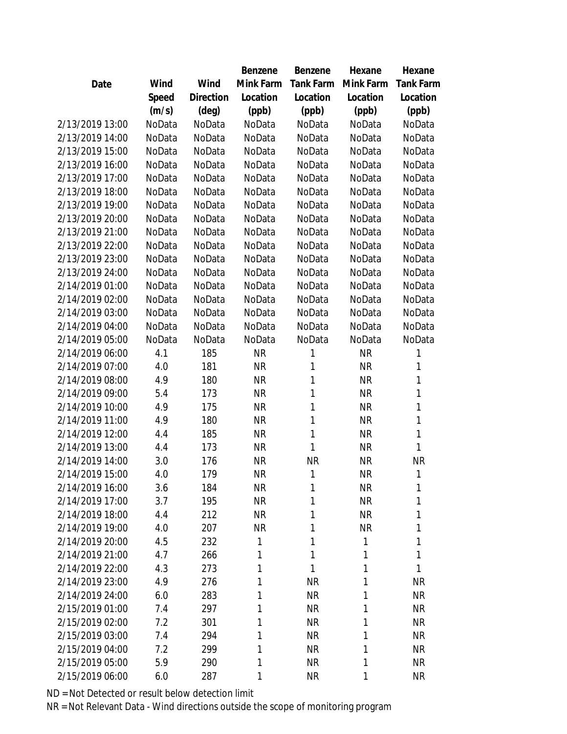| Date | Wind Speed (m/s) | Wind Direction (deg) | Benzene Mink Farm Location (ppb) | Benzene Tank Farm Location (ppb) | Hexane Mink Farm Location (ppb) | Hexane Tank Farm Location (ppb) |
|---|---|---|---|---|---|---|
| 2/13/2019 13:00 | NoData | NoData | NoData | NoData | NoData | NoData |
| 2/13/2019 14:00 | NoData | NoData | NoData | NoData | NoData | NoData |
| 2/13/2019 15:00 | NoData | NoData | NoData | NoData | NoData | NoData |
| 2/13/2019 16:00 | NoData | NoData | NoData | NoData | NoData | NoData |
| 2/13/2019 17:00 | NoData | NoData | NoData | NoData | NoData | NoData |
| 2/13/2019 18:00 | NoData | NoData | NoData | NoData | NoData | NoData |
| 2/13/2019 19:00 | NoData | NoData | NoData | NoData | NoData | NoData |
| 2/13/2019 20:00 | NoData | NoData | NoData | NoData | NoData | NoData |
| 2/13/2019 21:00 | NoData | NoData | NoData | NoData | NoData | NoData |
| 2/13/2019 22:00 | NoData | NoData | NoData | NoData | NoData | NoData |
| 2/13/2019 23:00 | NoData | NoData | NoData | NoData | NoData | NoData |
| 2/13/2019 24:00 | NoData | NoData | NoData | NoData | NoData | NoData |
| 2/14/2019 01:00 | NoData | NoData | NoData | NoData | NoData | NoData |
| 2/14/2019 02:00 | NoData | NoData | NoData | NoData | NoData | NoData |
| 2/14/2019 03:00 | NoData | NoData | NoData | NoData | NoData | NoData |
| 2/14/2019 04:00 | NoData | NoData | NoData | NoData | NoData | NoData |
| 2/14/2019 05:00 | NoData | NoData | NoData | NoData | NoData | NoData |
| 2/14/2019 06:00 | 4.1 | 185 | NR | 1 | NR | 1 |
| 2/14/2019 07:00 | 4.0 | 181 | NR | 1 | NR | 1 |
| 2/14/2019 08:00 | 4.9 | 180 | NR | 1 | NR | 1 |
| 2/14/2019 09:00 | 5.4 | 173 | NR | 1 | NR | 1 |
| 2/14/2019 10:00 | 4.9 | 175 | NR | 1 | NR | 1 |
| 2/14/2019 11:00 | 4.9 | 180 | NR | 1 | NR | 1 |
| 2/14/2019 12:00 | 4.4 | 185 | NR | 1 | NR | 1 |
| 2/14/2019 13:00 | 4.4 | 173 | NR | 1 | NR | 1 |
| 2/14/2019 14:00 | 3.0 | 176 | NR | NR | NR | NR |
| 2/14/2019 15:00 | 4.0 | 179 | NR | 1 | NR | 1 |
| 2/14/2019 16:00 | 3.6 | 184 | NR | 1 | NR | 1 |
| 2/14/2019 17:00 | 3.7 | 195 | NR | 1 | NR | 1 |
| 2/14/2019 18:00 | 4.4 | 212 | NR | 1 | NR | 1 |
| 2/14/2019 19:00 | 4.0 | 207 | NR | 1 | NR | 1 |
| 2/14/2019 20:00 | 4.5 | 232 | 1 | 1 | 1 | 1 |
| 2/14/2019 21:00 | 4.7 | 266 | 1 | 1 | 1 | 1 |
| 2/14/2019 22:00 | 4.3 | 273 | 1 | 1 | 1 | 1 |
| 2/14/2019 23:00 | 4.9 | 276 | 1 | NR | 1 | NR |
| 2/14/2019 24:00 | 6.0 | 283 | 1 | NR | 1 | NR |
| 2/15/2019 01:00 | 7.4 | 297 | 1 | NR | 1 | NR |
| 2/15/2019 02:00 | 7.2 | 301 | 1 | NR | 1 | NR |
| 2/15/2019 03:00 | 7.4 | 294 | 1 | NR | 1 | NR |
| 2/15/2019 04:00 | 7.2 | 299 | 1 | NR | 1 | NR |
| 2/15/2019 05:00 | 5.9 | 290 | 1 | NR | 1 | NR |
| 2/15/2019 06:00 | 6.0 | 287 | 1 | NR | 1 | NR |

ND = Not Detected or result below detection limit

NR = Not Relevant Data - Wind directions outside the scope of monitoring program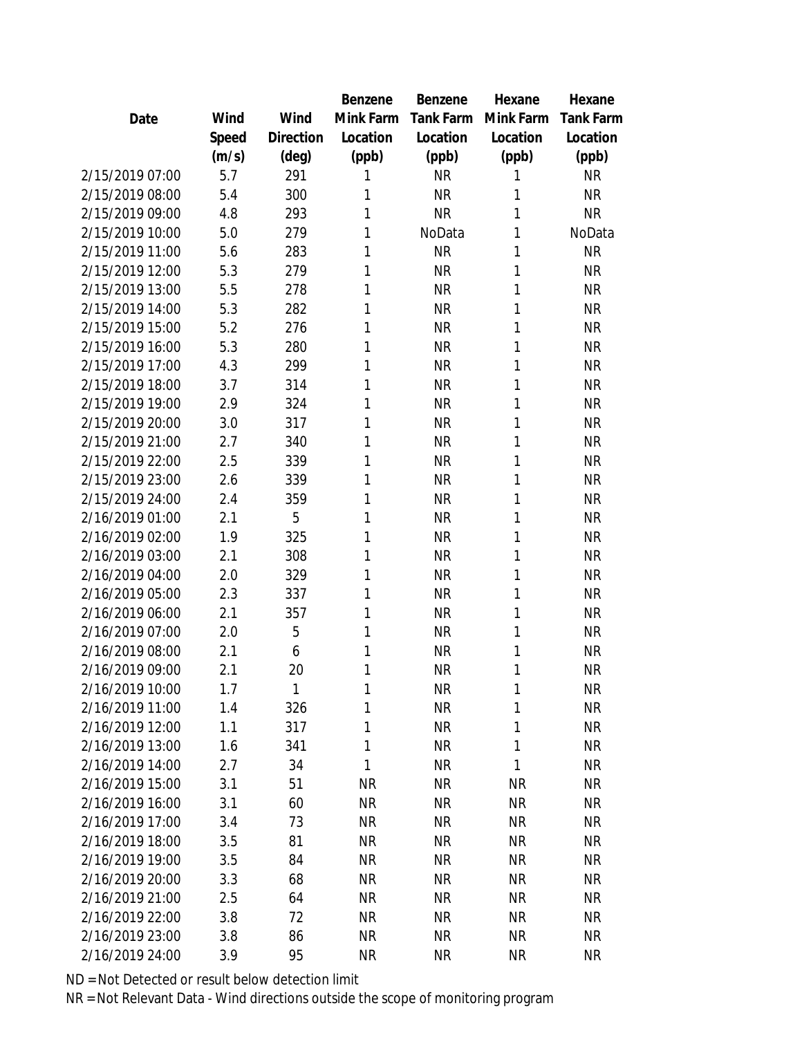| Date | Wind Speed (m/s) | Wind Direction (deg) | Benzene Mink Farm Location (ppb) | Benzene Tank Farm Location (ppb) | Hexane Mink Farm Location (ppb) | Hexane Tank Farm Location (ppb) |
|---|---|---|---|---|---|---|
| 2/15/2019 07:00 | 5.7 | 291 | 1 | NR | 1 | NR |
| 2/15/2019 08:00 | 5.4 | 300 | 1 | NR | 1 | NR |
| 2/15/2019 09:00 | 4.8 | 293 | 1 | NR | 1 | NR |
| 2/15/2019 10:00 | 5.0 | 279 | 1 | NoData | 1 | NoData |
| 2/15/2019 11:00 | 5.6 | 283 | 1 | NR | 1 | NR |
| 2/15/2019 12:00 | 5.3 | 279 | 1 | NR | 1 | NR |
| 2/15/2019 13:00 | 5.5 | 278 | 1 | NR | 1 | NR |
| 2/15/2019 14:00 | 5.3 | 282 | 1 | NR | 1 | NR |
| 2/15/2019 15:00 | 5.2 | 276 | 1 | NR | 1 | NR |
| 2/15/2019 16:00 | 5.3 | 280 | 1 | NR | 1 | NR |
| 2/15/2019 17:00 | 4.3 | 299 | 1 | NR | 1 | NR |
| 2/15/2019 18:00 | 3.7 | 314 | 1 | NR | 1 | NR |
| 2/15/2019 19:00 | 2.9 | 324 | 1 | NR | 1 | NR |
| 2/15/2019 20:00 | 3.0 | 317 | 1 | NR | 1 | NR |
| 2/15/2019 21:00 | 2.7 | 340 | 1 | NR | 1 | NR |
| 2/15/2019 22:00 | 2.5 | 339 | 1 | NR | 1 | NR |
| 2/15/2019 23:00 | 2.6 | 339 | 1 | NR | 1 | NR |
| 2/15/2019 24:00 | 2.4 | 359 | 1 | NR | 1 | NR |
| 2/16/2019 01:00 | 2.1 | 5 | 1 | NR | 1 | NR |
| 2/16/2019 02:00 | 1.9 | 325 | 1 | NR | 1 | NR |
| 2/16/2019 03:00 | 2.1 | 308 | 1 | NR | 1 | NR |
| 2/16/2019 04:00 | 2.0 | 329 | 1 | NR | 1 | NR |
| 2/16/2019 05:00 | 2.3 | 337 | 1 | NR | 1 | NR |
| 2/16/2019 06:00 | 2.1 | 357 | 1 | NR | 1 | NR |
| 2/16/2019 07:00 | 2.0 | 5 | 1 | NR | 1 | NR |
| 2/16/2019 08:00 | 2.1 | 6 | 1 | NR | 1 | NR |
| 2/16/2019 09:00 | 2.1 | 20 | 1 | NR | 1 | NR |
| 2/16/2019 10:00 | 1.7 | 1 | 1 | NR | 1 | NR |
| 2/16/2019 11:00 | 1.4 | 326 | 1 | NR | 1 | NR |
| 2/16/2019 12:00 | 1.1 | 317 | 1 | NR | 1 | NR |
| 2/16/2019 13:00 | 1.6 | 341 | 1 | NR | 1 | NR |
| 2/16/2019 14:00 | 2.7 | 34 | 1 | NR | 1 | NR |
| 2/16/2019 15:00 | 3.1 | 51 | NR | NR | NR | NR |
| 2/16/2019 16:00 | 3.1 | 60 | NR | NR | NR | NR |
| 2/16/2019 17:00 | 3.4 | 73 | NR | NR | NR | NR |
| 2/16/2019 18:00 | 3.5 | 81 | NR | NR | NR | NR |
| 2/16/2019 19:00 | 3.5 | 84 | NR | NR | NR | NR |
| 2/16/2019 20:00 | 3.3 | 68 | NR | NR | NR | NR |
| 2/16/2019 21:00 | 2.5 | 64 | NR | NR | NR | NR |
| 2/16/2019 22:00 | 3.8 | 72 | NR | NR | NR | NR |
| 2/16/2019 23:00 | 3.8 | 86 | NR | NR | NR | NR |
| 2/16/2019 24:00 | 3.9 | 95 | NR | NR | NR | NR |

ND = Not Detected or result below detection limit

NR = Not Relevant Data - Wind directions outside the scope of monitoring program